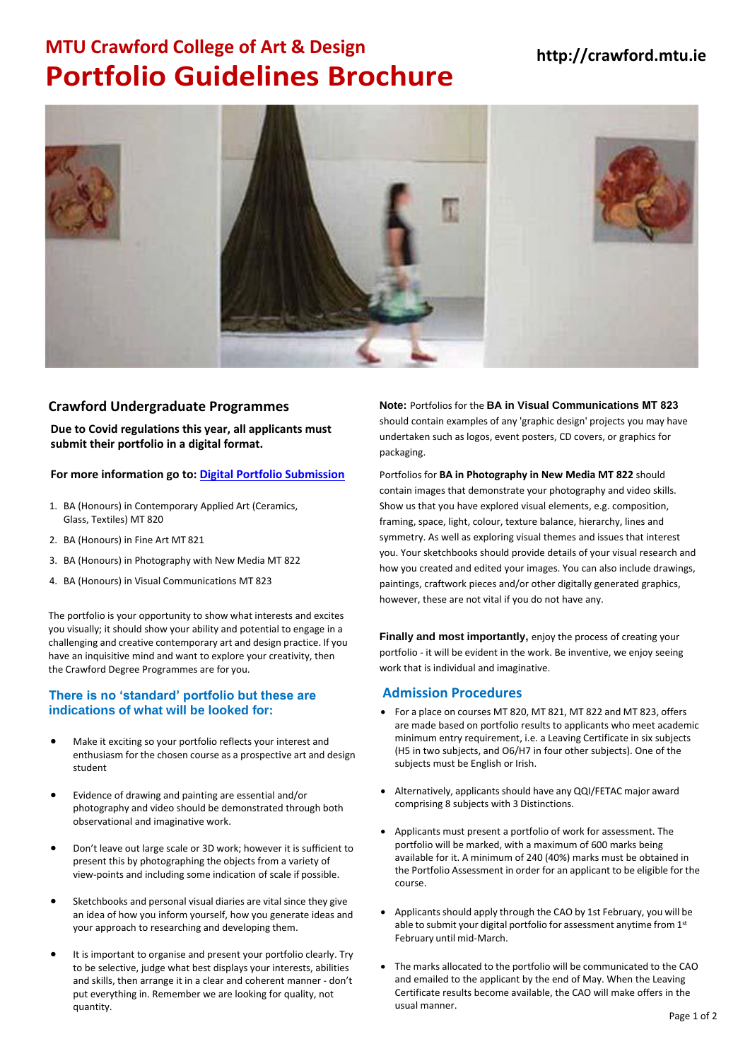# MTU Crawford College of Art & Design

# Portfolio Guidelines Brochure

http://crawford.mtu.ie

## Crawford Undergraduate Programmes

**Due to Covid regulations this year, all applicants must submit their portfolio in a digital format.**

**For more information go to: [Digital Portfolio Submission](Digital Portfolio Submission)**

1. BA (Honours) in Contemporary Applied Art (Ceramics, Glass, Textiles) MT 820
2. BA (Honours) in Fine Art MT 821
3. BA (Honours) in Photography with New Media MT 822
4. BA (Honours) in Visual Communications MT 823

The portfolio is your opportunity to show what interests and excites you visually; it should show your ability and potential to engage in a challenging and creative contemporary art and design practice. If you have an inquisitive mind and want to explore your creativity, then the Crawford Degree Programmes are for you.

### There is no 'standard' portfolio but these are indications of what will be looked for:

- Make it exciting so your portfolio reflects your interest and enthusiasm for the chosen course as a prospective art and design student
- Evidence of drawing and painting are essential and/or photography and video should be demonstrated through both observational and imaginative work.
- Don't leave out large scale or 3D work; however it is sufficient to present this by photographing the objects from a variety of view-points and including some indication of scale if possible.
- Sketchbooks and personal visual diaries are vital since they give an idea of how you inform yourself, how you generate ideas and your approach to researching and developing them.
- It is important to organise and present your portfolio clearly. Try to be selective, judge what best displays your interests, abilities and skills, then arrange it in a clear and coherent manner - don't put everything in. Remember we are looking for quality, not quantity.

**Note:** Portfolios for the **BA in Visual Communications MT 823** should contain examples of any 'graphic design' projects you may have undertaken such as logos, event posters, CD covers, or graphics for packaging.

Portfolios for **BA in Photography in New Media MT 822** should contain images that demonstrate your photography and video skills. Show us that you have explored visual elements, e.g. composition, framing, space, light, colour, texture balance, hierarchy, lines and symmetry. As well as exploring visual themes and issues that interest you. Your sketchbooks should provide details of your visual research and how you created and edited your images. You can also include drawings, paintings, craftwork pieces and/or other digitally generated graphics, however, these are not vital if you do not have any.

**Finally and most importantly,** enjoy the process of creating your portfolio - it will be evident in the work. Be inventive, we enjoy seeing work that is individual and imaginative.

### Admission Procedures

- For a place on courses MT 820, MT 821, MT 822 and MT 823, offers are made based on portfolio results to applicants who meet academic minimum entry requirement, i.e. a Leaving Certificate in six subjects (H5 in two subjects, and O6/H7 in four other subjects). One of the subjects must be English or Irish.
- Alternatively, applicants should have any QQI/FETAC major award comprising 8 subjects with 3 Distinctions.
- Applicants must present a portfolio of work for assessment. The portfolio will be marked, with a maximum of 600 marks being available for it. A minimum of 240 (40%) marks must be obtained in the Portfolio Assessment in order for an applicant to be eligible for the course.
- Applicants should apply through the CAO by 1st February, you will be able to submit your digital portfolio for assessment anytime from 1st February until mid-March.
- The marks allocated to the portfolio will be communicated to the CAO and emailed to the applicant by the end of May. When the Leaving Certificate results become available, the CAO will make offers in the usual manner.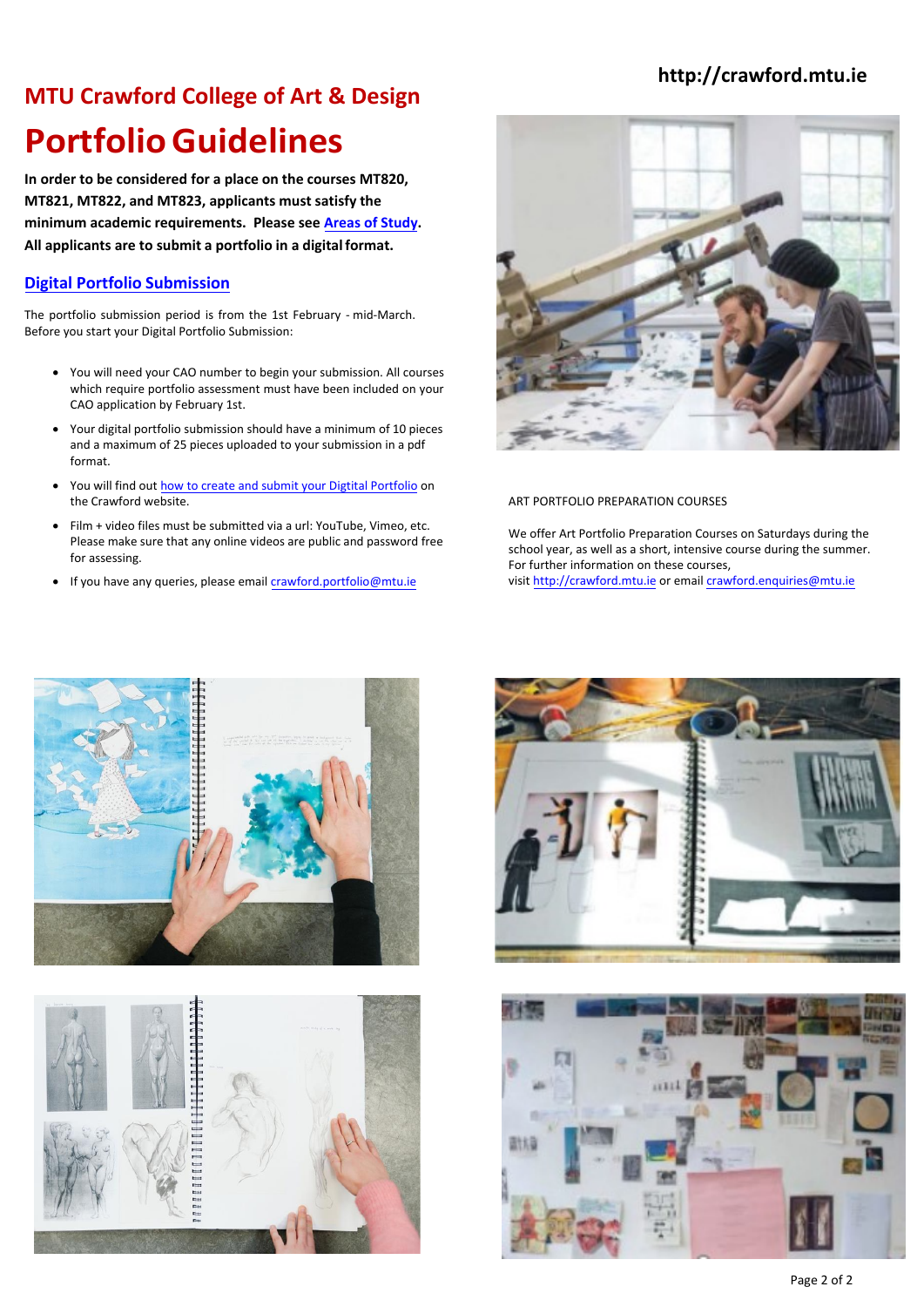http://crawford.mtu.ie

## MTU Crawford College of Art & Design

# Portfolio Guidelines

**In order to be considered for a place on the courses MT820, MT821, MT822, and MT823, applicants must satisfy the minimum academic requirements. Please see Areas of Study. All applicants are to submit a portfolio in a digital format.**

## Digital Portfolio Submission

The portfolio submission period is from the 1st February - mid-March. Before you start your Digital Portfolio Submission:

- You will need your CAO number to begin your submission. All courses which require portfolio assessment must have been included on your CAO application by February 1st.
- Your digital portfolio submission should have a minimum of 10 pieces and a maximum of 25 pieces uploaded to your submission in a pdf format.
- You will find out how to create and submit your Digtital Portfolio on the Crawford website.
- Film + video files must be submitted via a url: YouTube, Vimeo, etc. Please make sure that any online videos are public and password free for assessing.
- If you have any queries, please email crawford.portfolio@mtu.ie

ART PORTFOLIO PREPARATION COURSES

We offer Art Portfolio Preparation Courses on Saturdays during the school year, as well as a short, intensive course during the summer. For further information on these courses, visit http://crawford.mtu.ie or email crawford.enquiries@mtu.ie